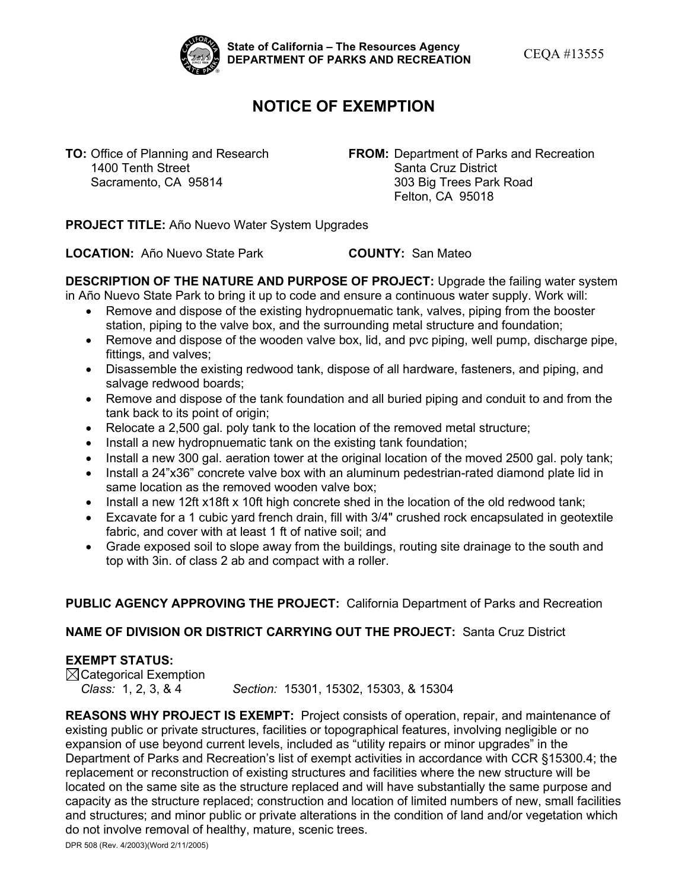State of California – The Resources Agency
DEPARTMENT OF PARKS AND RECREATION

CEQA #13555

# NOTICE OF EXEMPTION

**TO:** Office of Planning and Research
1400 Tenth Street
Sacramento, CA 95814

**FROM:** Department of Parks and Recreation
Santa Cruz District
303 Big Trees Park Road
Felton, CA 95018

**PROJECT TITLE:** Año Nuevo Water System Upgrades

**LOCATION:** Año Nuevo State Park **COUNTY:** San Mateo

**DESCRIPTION OF THE NATURE AND PURPOSE OF PROJECT:** Upgrade the failing water system in Año Nuevo State Park to bring it up to code and ensure a continuous water supply. Work will:

- Remove and dispose of the existing hydropnuematic tank, valves, piping from the booster station, piping to the valve box, and the surrounding metal structure and foundation;
- Remove and dispose of the wooden valve box, lid, and pvc piping, well pump, discharge pipe, fittings, and valves;
- Disassemble the existing redwood tank, dispose of all hardware, fasteners, and piping, and salvage redwood boards;
- Remove and dispose of the tank foundation and all buried piping and conduit to and from the tank back to its point of origin;
- Relocate a 2,500 gal. poly tank to the location of the removed metal structure;
- Install a new hydropnuematic tank on the existing tank foundation;
- Install a new 300 gal. aeration tower at the original location of the moved 2500 gal. poly tank;
- Install a 24"x36" concrete valve box with an aluminum pedestrian-rated diamond plate lid in same location as the removed wooden valve box;
- Install a new 12ft x18ft x 10ft high concrete shed in the location of the old redwood tank;
- Excavate for a 1 cubic yard french drain, fill with 3/4" crushed rock encapsulated in geotextile fabric, and cover with at least 1 ft of native soil; and
- Grade exposed soil to slope away from the buildings, routing site drainage to the south and top with 3in. of class 2 ab and compact with a roller.

**PUBLIC AGENCY APPROVING THE PROJECT:** California Department of Parks and Recreation

**NAME OF DIVISION OR DISTRICT CARRYING OUT THE PROJECT:** Santa Cruz District

**EXEMPT STATUS:**
☒ Categorical Exemption
*Class:* 1, 2, 3, & 4 *Section:* 15301, 15302, 15303, & 15304

**REASONS WHY PROJECT IS EXEMPT:** Project consists of operation, repair, and maintenance of existing public or private structures, facilities or topographical features, involving negligible or no expansion of use beyond current levels, included as "utility repairs or minor upgrades" in the Department of Parks and Recreation's list of exempt activities in accordance with CCR §15300.4; the replacement or reconstruction of existing structures and facilities where the new structure will be located on the same site as the structure replaced and will have substantially the same purpose and capacity as the structure replaced; construction and location of limited numbers of new, small facilities and structures; and minor public or private alterations in the condition of land and/or vegetation which do not involve removal of healthy, mature, scenic trees.

DPR 508 (Rev. 4/2003)(Word 2/11/2005)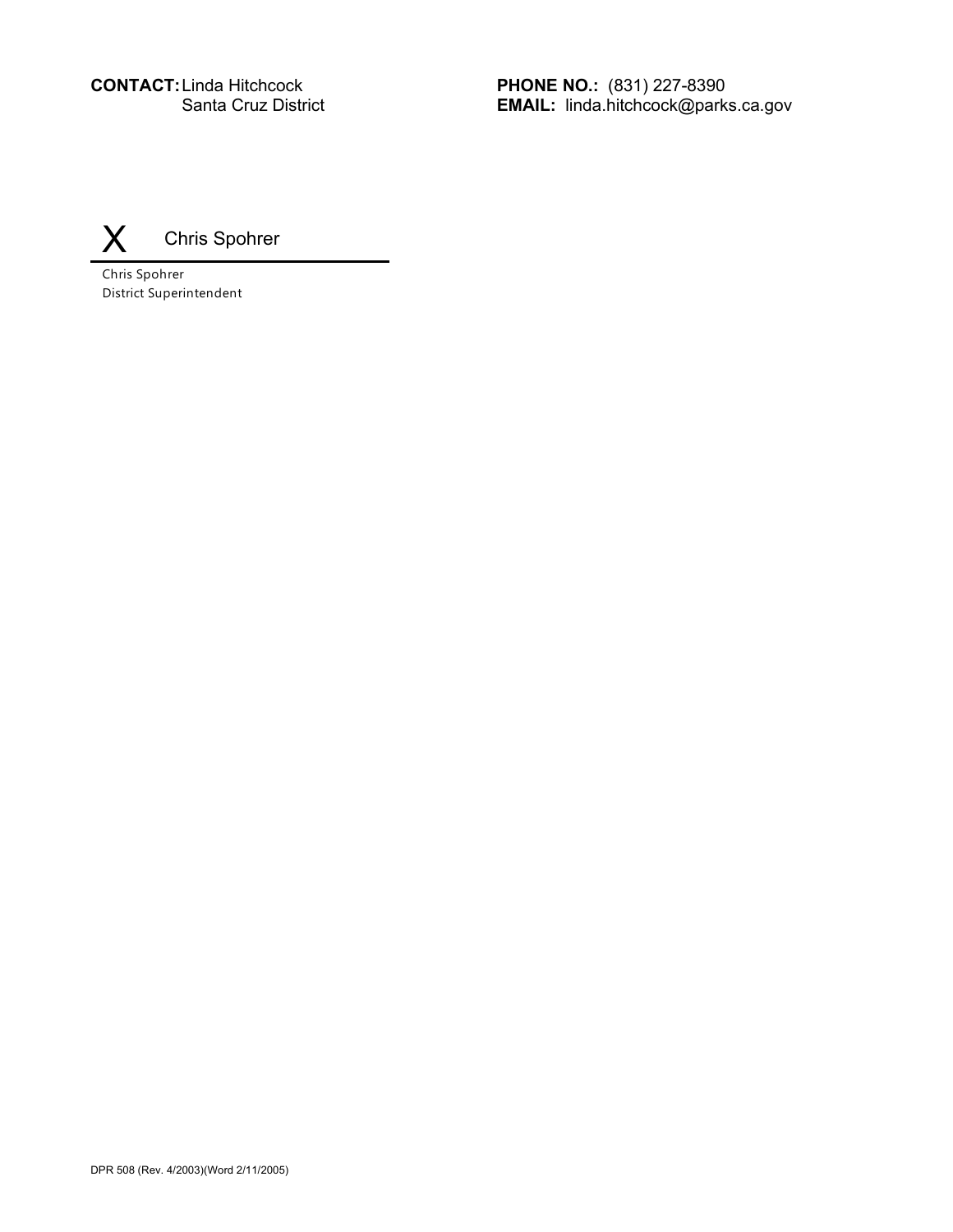**CONTACT:** Linda Hitchcock
Santa Cruz District

**PHONE NO.:** (831) 227-8390
**EMAIL:** linda.hitchcock@parks.ca.gov

X Chris Spohrer

Chris Spohrer
District Superintendent

DPR 508 (Rev. 4/2003)(Word 2/11/2005)